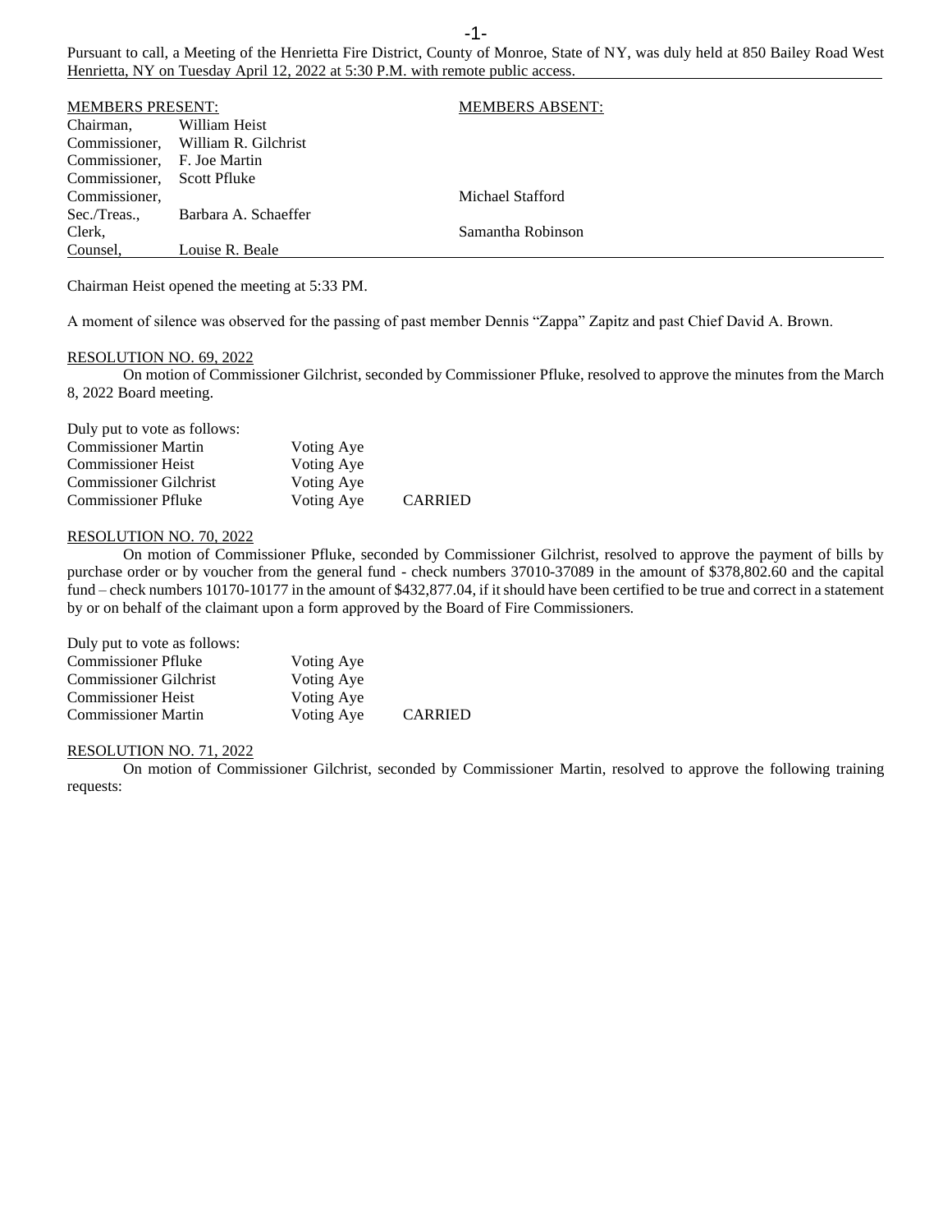Pursuant to call, a Meeting of the Henrietta Fire District, County of Monroe, State of NY, was duly held at 850 Bailey Road West Henrietta, NY on Tuesday April 12, 2022 at 5:30 P.M. with remote public access.

| MEMBERS PRESENT: | | MEMBERS ABSENT: |
|---|---|---|
| Chairman, | William Heist | |
| Commissioner, | William R. Gilchrist | |
| Commissioner, | F. Joe Martin | |
| Commissioner, | Scott Pfluke | |
| Commissioner, | | Michael Stafford |
| Sec./Treas., | Barbara A. Schaeffer | |
| Clerk, | | Samantha Robinson |
| Counsel, | Louise R. Beale | |

Chairman Heist opened the meeting at 5:33 PM.

A moment of silence was observed for the passing of past member Dennis "Zappa" Zapitz and past Chief David A. Brown.

RESOLUTION NO. 69, 2022

On motion of Commissioner Gilchrist, seconded by Commissioner Pfluke, resolved to approve the minutes from the March 8, 2022 Board meeting.

Duly put to vote as follows:

| | | |
|---|---|---|
| Commissioner Martin | Voting Aye | |
| Commissioner Heist | Voting Aye | |
| Commissioner Gilchrist | Voting Aye | |
| Commissioner Pfluke | Voting Aye | CARRIED |

RESOLUTION NO. 70, 2022

On motion of Commissioner Pfluke, seconded by Commissioner Gilchrist, resolved to approve the payment of bills by purchase order or by voucher from the general fund - check numbers 37010-37089 in the amount of $378,802.60 and the capital fund – check numbers 10170-10177 in the amount of $432,877.04, if it should have been certified to be true and correct in a statement by or on behalf of the claimant upon a form approved by the Board of Fire Commissioners.

Duly put to vote as follows:

| | | |
|---|---|---|
| Commissioner Pfluke | Voting Aye | |
| Commissioner Gilchrist | Voting Aye | |
| Commissioner Heist | Voting Aye | |
| Commissioner Martin | Voting Aye | CARRIED |

RESOLUTION NO. 71, 2022

On motion of Commissioner Gilchrist, seconded by Commissioner Martin, resolved to approve the following training requests: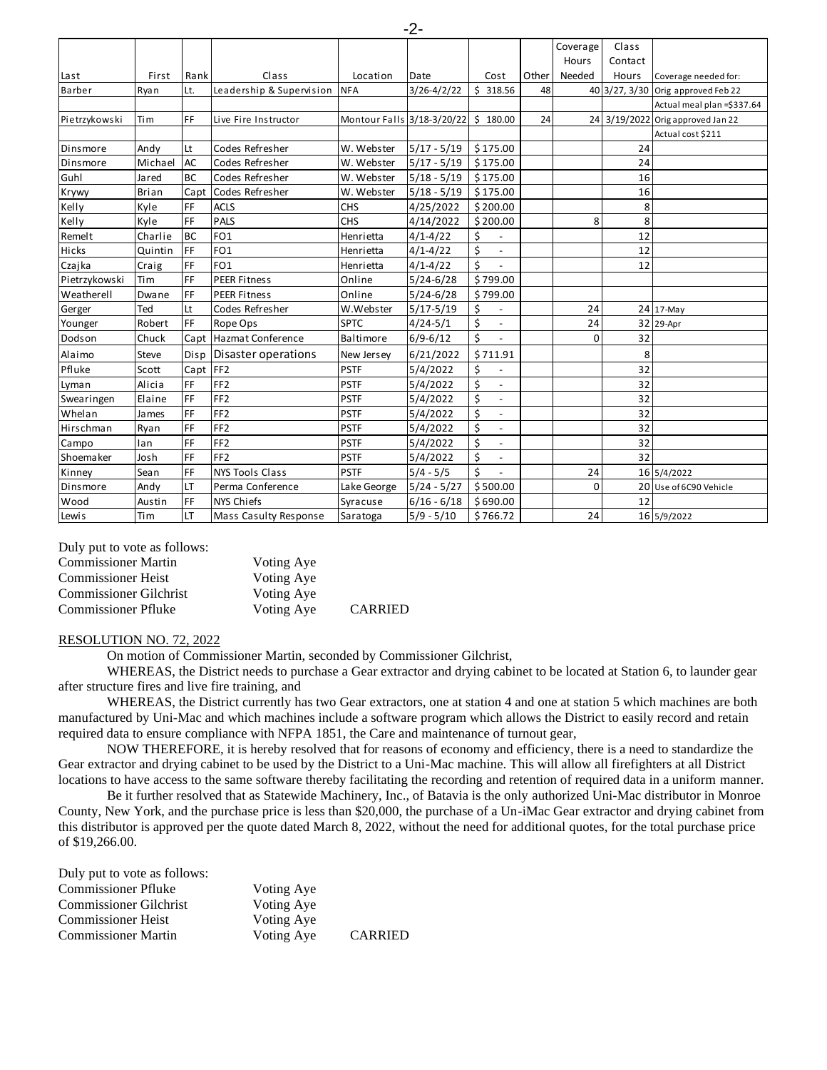| Last | First | Rank | Class | Location | Date | Cost | Other | Coverage Hours Needed | Class Contact Hours | Coverage needed for: |
|---|---|---|---|---|---|---|---|---|---|---|
| Barber | Ryan | Lt. | Leadership & Supervision | NFA | 3/26-4/2/22 | $ 318.56 | 48 | | 40 | 3/27, 3/30 Orig approved Feb 22 |
| | | | | | | | | | | Actual meal plan =$337.64 |
| Pietrzykowski | Tim | FF | Live Fire Instructor | Montour Falls | 3/18-3/20/22 | $ 180.00 | 24 | | 24 | 3/19/2022 Orig approved Jan 22 |
| | | | | | | | | | | Actual cost $211 |
| Dinsmore | Andy | Lt | Codes Refresher | W. Webster | 5/17 - 5/19 | $175.00 | | | 24 | |
| Dinsmore | Michael | AC | Codes Refresher | W. Webster | 5/17 - 5/19 | $175.00 | | | 24 | |
| Guhl | Jared | BC | Codes Refresher | W. Webster | 5/18 - 5/19 | $175.00 | | | 16 | |
| Krywy | Brian | Capt | Codes Refresher | W. Webster | 5/18 - 5/19 | $175.00 | | | 16 | |
| Kelly | Kyle | FF | ACLS | CHS | 4/25/2022 | $200.00 | | | 8 | |
| Kelly | Kyle | FF | PALS | CHS | 4/14/2022 | $200.00 | | 8 | 8 | |
| Remelt | Charlie | BC | FO1 | Henrietta | 4/1-4/22 | $ - | | | 12 | |
| Hicks | Quintin | FF | FO1 | Henrietta | 4/1-4/22 | $ - | | | 12 | |
| Czajka | Craig | FF | FO1 | Henrietta | 4/1-4/22 | $ - | | | 12 | |
| Pietrzykowski | Tim | FF | PEER Fitness | Online | 5/24-6/28 | $799.00 | | | | |
| Weatherell | Dwane | FF | PEER Fitness | Online | 5/24-6/28 | $799.00 | | | | |
| Gerger | Ted | Lt | Codes Refresher | W.Webster | 5/17-5/19 | $ - | | 24 | 24 | 17-May |
| Younger | Robert | FF | Rope Ops | SPTC | 4/24-5/1 | $ - | | 24 | 32 | 29-Apr |
| Dodson | Chuck | Capt | Hazmat Conference | Baltimore | 6/9-6/12 | $ - | | 0 | 32 | |
| Alaimo | Steve | Disp | Disaster operations | New Jersey | 6/21/2022 | $711.91 | | | 8 | |
| Pfluke | Scott | Capt | FF2 | PSTF | 5/4/2022 | $ - | | | 32 | |
| Lyman | Alicia | FF | FF2 | PSTF | 5/4/2022 | $ - | | | 32 | |
| Swearingen | Elaine | FF | FF2 | PSTF | 5/4/2022 | $ - | | | 32 | |
| Whelan | James | FF | FF2 | PSTF | 5/4/2022 | $ - | | | 32 | |
| Hirschman | Ryan | FF | FF2 | PSTF | 5/4/2022 | $ - | | | 32 | |
| Campo | Ian | FF | FF2 | PSTF | 5/4/2022 | $ - | | | 32 | |
| Shoemaker | Josh | FF | FF2 | PSTF | 5/4/2022 | $ - | | | 32 | |
| Kinney | Sean | FF | NYS Tools Class | PSTF | 5/4 - 5/5 | $ - | | 24 | 16 | 5/4/2022 |
| Dinsmore | Andy | LT | Perma Conference | Lake George | 5/24 - 5/27 | $500.00 | | 0 | 20 | Use of 6C90 Vehicle |
| Wood | Austin | FF | NYS Chiefs | Syracuse | 6/16 - 6/18 | $690.00 | | | 12 | |
| Lewis | Tim | LT | Mass Casulty Response | Saratoga | 5/9 - 5/10 | $766.72 | | 24 | 16 | 5/9/2022 |

Duly put to vote as follows:

| | | |
|---|---|---|
| Commissioner Martin | Voting Aye | |
| Commissioner Heist | Voting Aye | |
| Commissioner Gilchrist | Voting Aye | |
| Commissioner Pfluke | Voting Aye | CARRIED |

RESOLUTION NO. 72, 2022

On motion of Commissioner Martin, seconded by Commissioner Gilchrist,

WHEREAS, the District needs to purchase a Gear extractor and drying cabinet to be located at Station 6, to launder gear after structure fires and live fire training, and

WHEREAS, the District currently has two Gear extractors, one at station 4 and one at station 5 which machines are both manufactured by Uni-Mac and which machines include a software program which allows the District to easily record and retain required data to ensure compliance with NFPA 1851, the Care and maintenance of turnout gear,

NOW THEREFORE, it is hereby resolved that for reasons of economy and efficiency, there is a need to standardize the Gear extractor and drying cabinet to be used by the District to a Uni-Mac machine. This will allow all firefighters at all District locations to have access to the same software thereby facilitating the recording and retention of required data in a uniform manner.

Be it further resolved that as Statewide Machinery, Inc., of Batavia is the only authorized Uni-Mac distributor in Monroe County, New York, and the purchase price is less than $20,000, the purchase of a Un-iMac Gear extractor and drying cabinet from this distributor is approved per the quote dated March 8, 2022, without the need for additional quotes, for the total purchase price of $19,266.00.

Duly put to vote as follows:

| | | |
|---|---|---|
| Commissioner Pfluke | Voting Aye | |
| Commissioner Gilchrist | Voting Aye | |
| Commissioner Heist | Voting Aye | |
| Commissioner Martin | Voting Aye | CARRIED |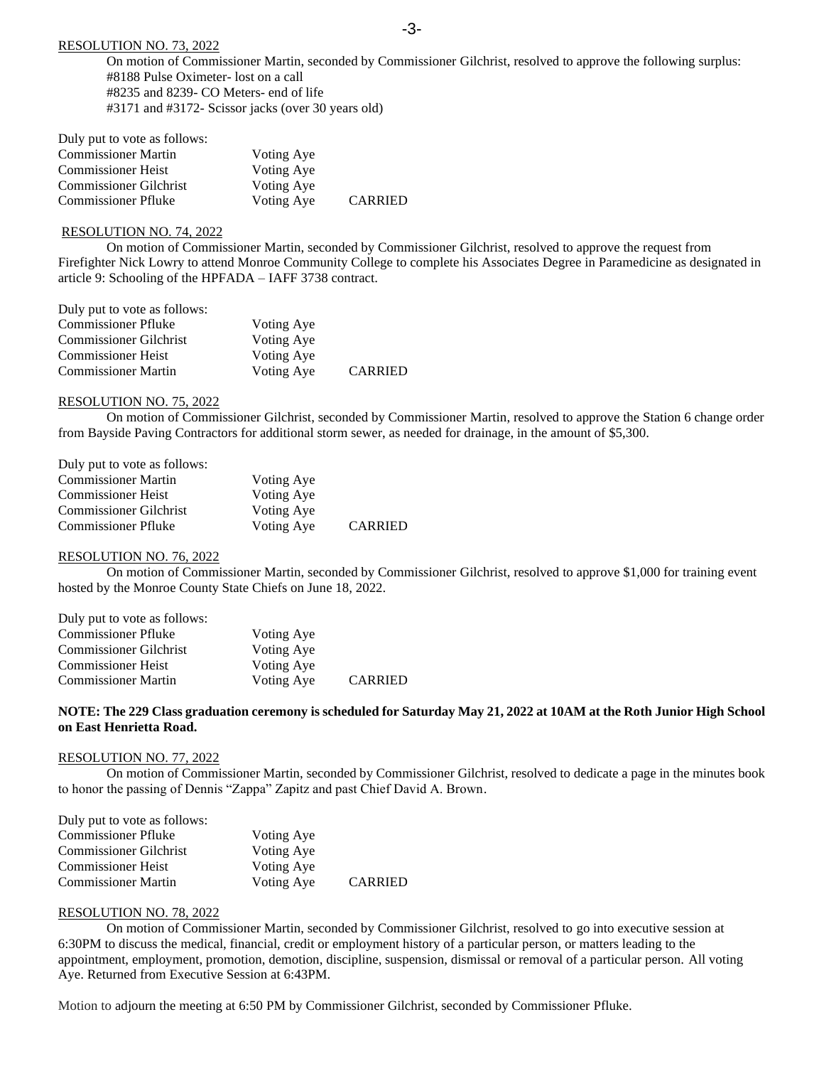RESOLUTION NO. 73, 2022

On motion of Commissioner Martin, seconded by Commissioner Gilchrist, resolved to approve the following surplus:
#8188 Pulse Oximeter- lost on a call
#8235 and 8239- CO Meters- end of life
#3171 and #3172- Scissor jacks (over 30 years old)

Duly put to vote as follows:

| | | |
|---|---|---|
| Commissioner Martin | Voting Aye | |
| Commissioner Heist | Voting Aye | |
| Commissioner Gilchrist | Voting Aye | |
| Commissioner Pfluke | Voting Aye | CARRIED |

RESOLUTION NO. 74, 2022

On motion of Commissioner Martin, seconded by Commissioner Gilchrist, resolved to approve the request from Firefighter Nick Lowry to attend Monroe Community College to complete his Associates Degree in Paramedicine as designated in article 9: Schooling of the HPFADA – IAFF 3738 contract.

Duly put to vote as follows:

| | | |
|---|---|---|
| Commissioner Pfluke | Voting Aye | |
| Commissioner Gilchrist | Voting Aye | |
| Commissioner Heist | Voting Aye | |
| Commissioner Martin | Voting Aye | CARRIED |

RESOLUTION NO. 75, 2022

On motion of Commissioner Gilchrist, seconded by Commissioner Martin, resolved to approve the Station 6 change order from Bayside Paving Contractors for additional storm sewer, as needed for drainage, in the amount of $5,300.

Duly put to vote as follows:

| | | |
|---|---|---|
| Commissioner Martin | Voting Aye | |
| Commissioner Heist | Voting Aye | |
| Commissioner Gilchrist | Voting Aye | |
| Commissioner Pfluke | Voting Aye | CARRIED |

RESOLUTION NO. 76, 2022

On motion of Commissioner Martin, seconded by Commissioner Gilchrist, resolved to approve $1,000 for training event hosted by the Monroe County State Chiefs on June 18, 2022.

Duly put to vote as follows:

| | | |
|---|---|---|
| Commissioner Pfluke | Voting Aye | |
| Commissioner Gilchrist | Voting Aye | |
| Commissioner Heist | Voting Aye | |
| Commissioner Martin | Voting Aye | CARRIED |

**NOTE: The 229 Class graduation ceremony is scheduled for Saturday May 21, 2022 at 10AM at the Roth Junior High School on East Henrietta Road.**

RESOLUTION NO. 77, 2022

On motion of Commissioner Martin, seconded by Commissioner Gilchrist, resolved to dedicate a page in the minutes book to honor the passing of Dennis "Zappa" Zapitz and past Chief David A. Brown.

Duly put to vote as follows:

| | | |
|---|---|---|
| Commissioner Pfluke | Voting Aye | |
| Commissioner Gilchrist | Voting Aye | |
| Commissioner Heist | Voting Aye | |
| Commissioner Martin | Voting Aye | CARRIED |

RESOLUTION NO. 78, 2022

On motion of Commissioner Martin, seconded by Commissioner Gilchrist, resolved to go into executive session at 6:30PM to discuss the medical, financial, credit or employment history of a particular person, or matters leading to the appointment, employment, promotion, demotion, discipline, suspension, dismissal or removal of a particular person. All voting Aye. Returned from Executive Session at 6:43PM.

Motion to adjourn the meeting at 6:50 PM by Commissioner Gilchrist, seconded by Commissioner Pfluke.